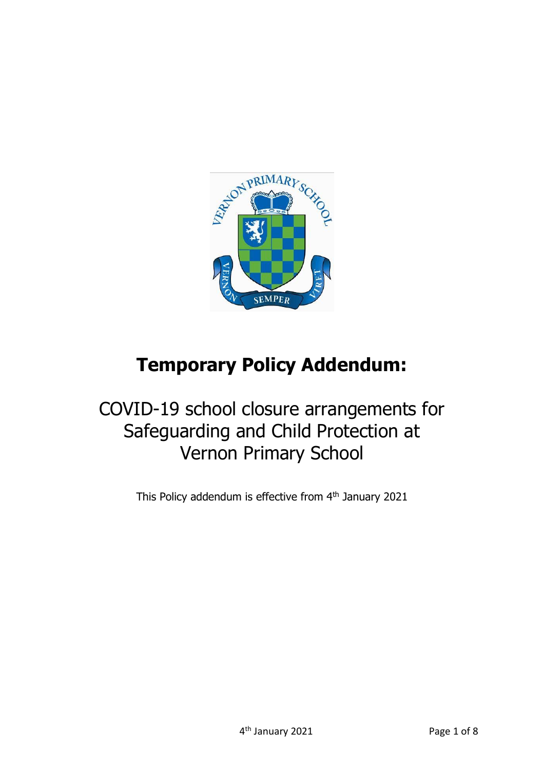# Temporary Policy Addendum:

## COVID-19 school closure arrangements for Safeguarding and Child Protection at Vernon Primary School

This Policy addendum is effective from 4th January 2021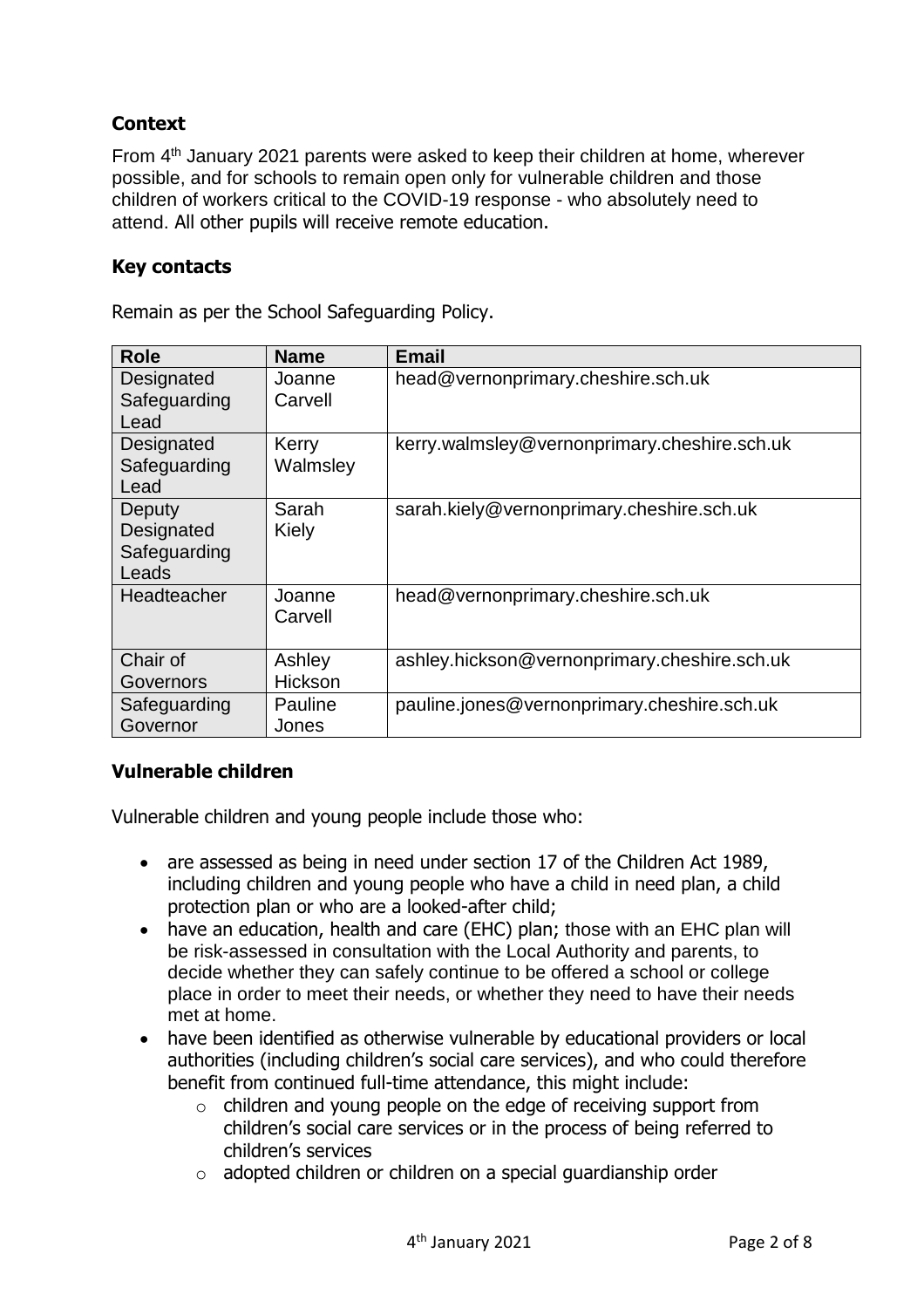## Context

From 4th January 2021 parents were asked to keep their children at home, wherever possible, and for schools to remain open only for vulnerable children and those children of workers critical to the COVID-19 response - who absolutely need to attend. All other pupils will receive remote education.

## Key contacts

Remain as per the School Safeguarding Policy.

| Role | Name | Email |
|---|---|---|
| Designated Safeguarding Lead | Joanne Carvell | head@vernonprimary.cheshire.sch.uk |
| Designated Safeguarding Lead | Kerry Walmsley | kerry.walmsley@vernonprimary.cheshire.sch.uk |
| Deputy Designated Safeguarding Leads | Sarah Kiely | sarah.kiely@vernonprimary.cheshire.sch.uk |
| Headteacher | Joanne Carvell | head@vernonprimary.cheshire.sch.uk |
| Chair of Governors | Ashley Hickson | ashley.hickson@vernonprimary.cheshire.sch.uk |
| Safeguarding Governor | Pauline Jones | pauline.jones@vernonprimary.cheshire.sch.uk |

## Vulnerable children

Vulnerable children and young people include those who:

- are assessed as being in need under section 17 of the Children Act 1989, including children and young people who have a child in need plan, a child protection plan or who are a looked-after child;
- have an education, health and care (EHC) plan; those with an EHC plan will be risk-assessed in consultation with the Local Authority and parents, to decide whether they can safely continue to be offered a school or college place in order to meet their needs, or whether they need to have their needs met at home.
- have been identified as otherwise vulnerable by educational providers or local authorities (including children's social care services), and who could therefore benefit from continued full-time attendance, this might include:
  - children and young people on the edge of receiving support from children's social care services or in the process of being referred to children's services
  - adopted children or children on a special guardianship order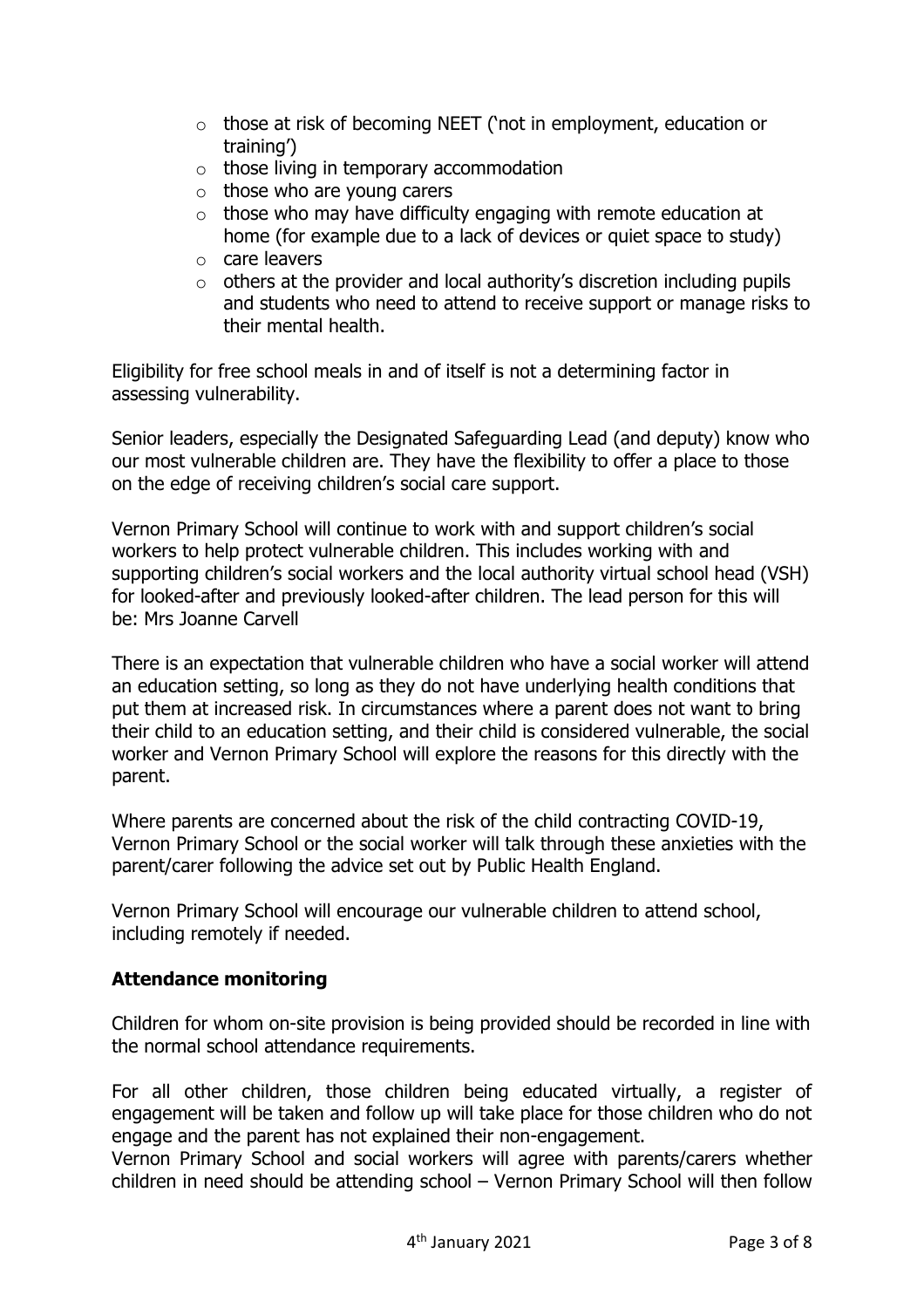- those at risk of becoming NEET ('not in employment, education or training')
- those living in temporary accommodation
- those who are young carers
- those who may have difficulty engaging with remote education at home (for example due to a lack of devices or quiet space to study)
- care leavers
- others at the provider and local authority's discretion including pupils and students who need to attend to receive support or manage risks to their mental health.

Eligibility for free school meals in and of itself is not a determining factor in assessing vulnerability.

Senior leaders, especially the Designated Safeguarding Lead (and deputy) know who our most vulnerable children are. They have the flexibility to offer a place to those on the edge of receiving children's social care support.

Vernon Primary School will continue to work with and support children's social workers to help protect vulnerable children. This includes working with and supporting children's social workers and the local authority virtual school head (VSH) for looked-after and previously looked-after children. The lead person for this will be: Mrs Joanne Carvell

There is an expectation that vulnerable children who have a social worker will attend an education setting, so long as they do not have underlying health conditions that put them at increased risk. In circumstances where a parent does not want to bring their child to an education setting, and their child is considered vulnerable, the social worker and Vernon Primary School will explore the reasons for this directly with the parent.

Where parents are concerned about the risk of the child contracting COVID-19, Vernon Primary School or the social worker will talk through these anxieties with the parent/carer following the advice set out by Public Health England.

Vernon Primary School will encourage our vulnerable children to attend school, including remotely if needed.

**Attendance monitoring**

Children for whom on-site provision is being provided should be recorded in line with the normal school attendance requirements.

For all other children, those children being educated virtually, a register of engagement will be taken and follow up will take place for those children who do not engage and the parent has not explained their non-engagement.
Vernon Primary School and social workers will agree with parents/carers whether children in need should be attending school – Vernon Primary School will then follow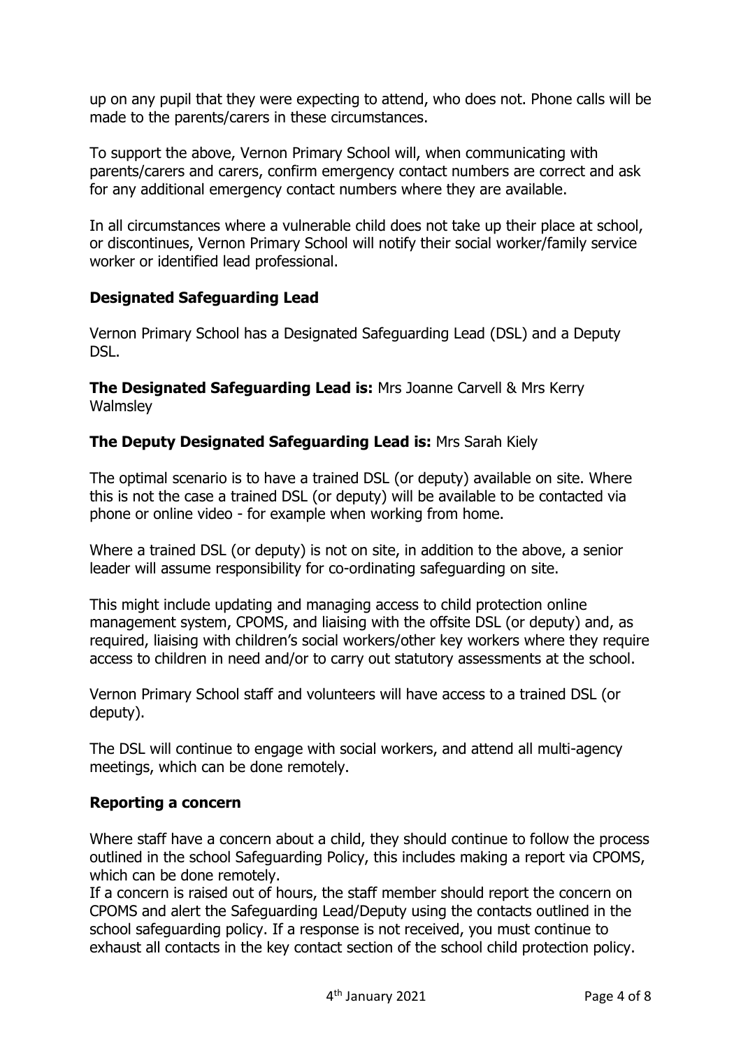up on any pupil that they were expecting to attend, who does not. Phone calls will be made to the parents/carers in these circumstances.

To support the above, Vernon Primary School will, when communicating with parents/carers and carers, confirm emergency contact numbers are correct and ask for any additional emergency contact numbers where they are available.

In all circumstances where a vulnerable child does not take up their place at school, or discontinues, Vernon Primary School will notify their social worker/family service worker or identified lead professional.

### Designated Safeguarding Lead

Vernon Primary School has a Designated Safeguarding Lead (DSL) and a Deputy DSL.

**The Designated Safeguarding Lead is:** Mrs Joanne Carvell & Mrs Kerry Walmsley

**The Deputy Designated Safeguarding Lead is:** Mrs Sarah Kiely

The optimal scenario is to have a trained DSL (or deputy) available on site. Where this is not the case a trained DSL (or deputy) will be available to be contacted via phone or online video - for example when working from home.

Where a trained DSL (or deputy) is not on site, in addition to the above, a senior leader will assume responsibility for co-ordinating safeguarding on site.

This might include updating and managing access to child protection online management system, CPOMS, and liaising with the offsite DSL (or deputy) and, as required, liaising with children's social workers/other key workers where they require access to children in need and/or to carry out statutory assessments at the school.

Vernon Primary School staff and volunteers will have access to a trained DSL (or deputy).

The DSL will continue to engage with social workers, and attend all multi-agency meetings, which can be done remotely.

### Reporting a concern

Where staff have a concern about a child, they should continue to follow the process outlined in the school Safeguarding Policy, this includes making a report via CPOMS, which can be done remotely.
If a concern is raised out of hours, the staff member should report the concern on CPOMS and alert the Safeguarding Lead/Deputy using the contacts outlined in the school safeguarding policy. If a response is not received, you must continue to exhaust all contacts in the key contact section of the school child protection policy.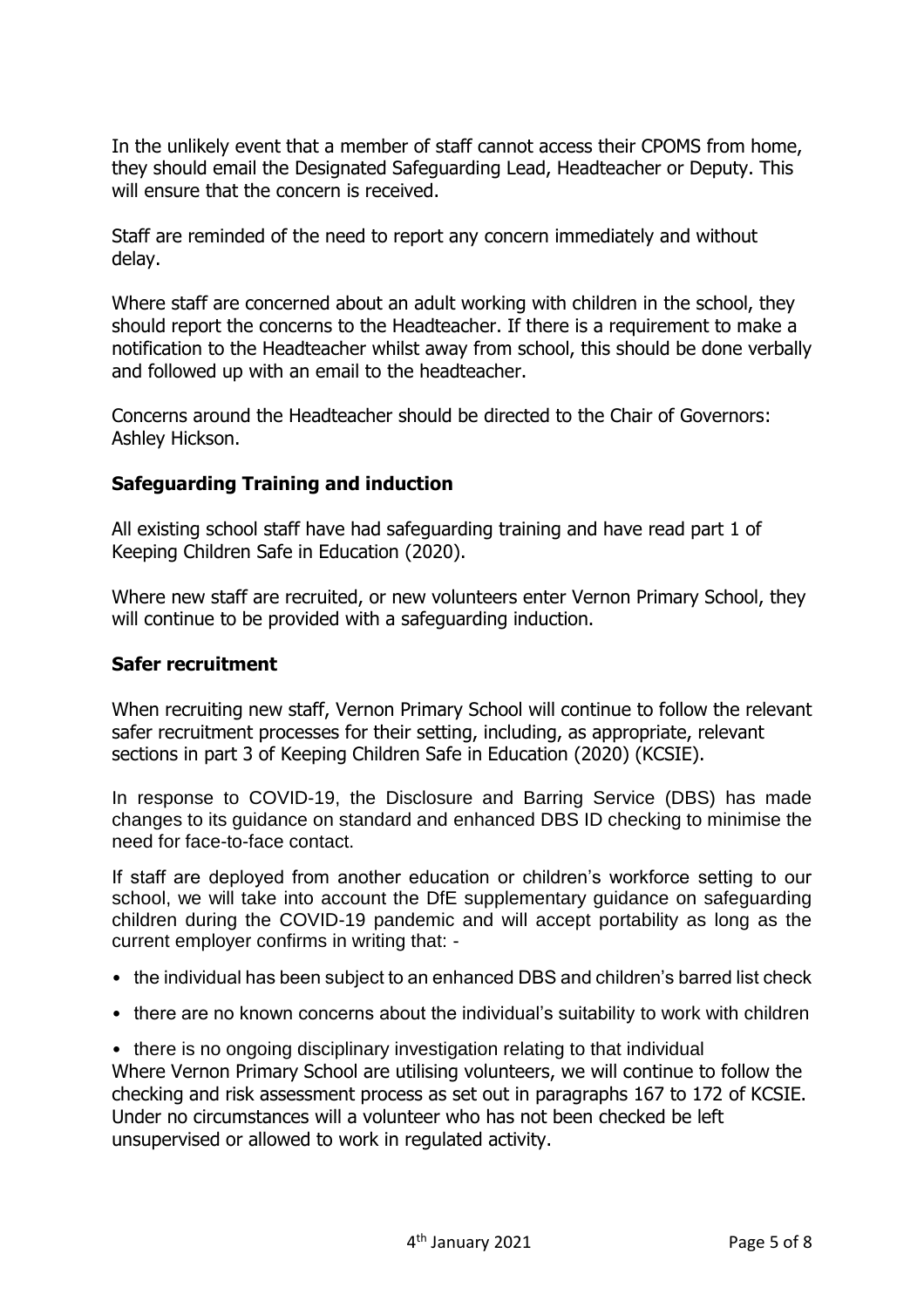In the unlikely event that a member of staff cannot access their CPOMS from home, they should email the Designated Safeguarding Lead, Headteacher or Deputy. This will ensure that the concern is received.

Staff are reminded of the need to report any concern immediately and without delay.

Where staff are concerned about an adult working with children in the school, they should report the concerns to the Headteacher. If there is a requirement to make a notification to the Headteacher whilst away from school, this should be done verbally and followed up with an email to the headteacher.

Concerns around the Headteacher should be directed to the Chair of Governors: Ashley Hickson.

## Safeguarding Training and induction

All existing school staff have had safeguarding training and have read part 1 of Keeping Children Safe in Education (2020).

Where new staff are recruited, or new volunteers enter Vernon Primary School, they will continue to be provided with a safeguarding induction.

## Safer recruitment

When recruiting new staff, Vernon Primary School will continue to follow the relevant safer recruitment processes for their setting, including, as appropriate, relevant sections in part 3 of Keeping Children Safe in Education (2020) (KCSIE).

In response to COVID-19, the Disclosure and Barring Service (DBS) has made changes to its guidance on standard and enhanced DBS ID checking to minimise the need for face-to-face contact.

If staff are deployed from another education or children's workforce setting to our school, we will take into account the DfE supplementary guidance on safeguarding children during the COVID-19 pandemic and will accept portability as long as the current employer confirms in writing that: -

- the individual has been subject to an enhanced DBS and children's barred list check
- there are no known concerns about the individual's suitability to work with children
- there is no ongoing disciplinary investigation relating to that individual

Where Vernon Primary School are utilising volunteers, we will continue to follow the checking and risk assessment process as set out in paragraphs 167 to 172 of KCSIE. Under no circumstances will a volunteer who has not been checked be left unsupervised or allowed to work in regulated activity.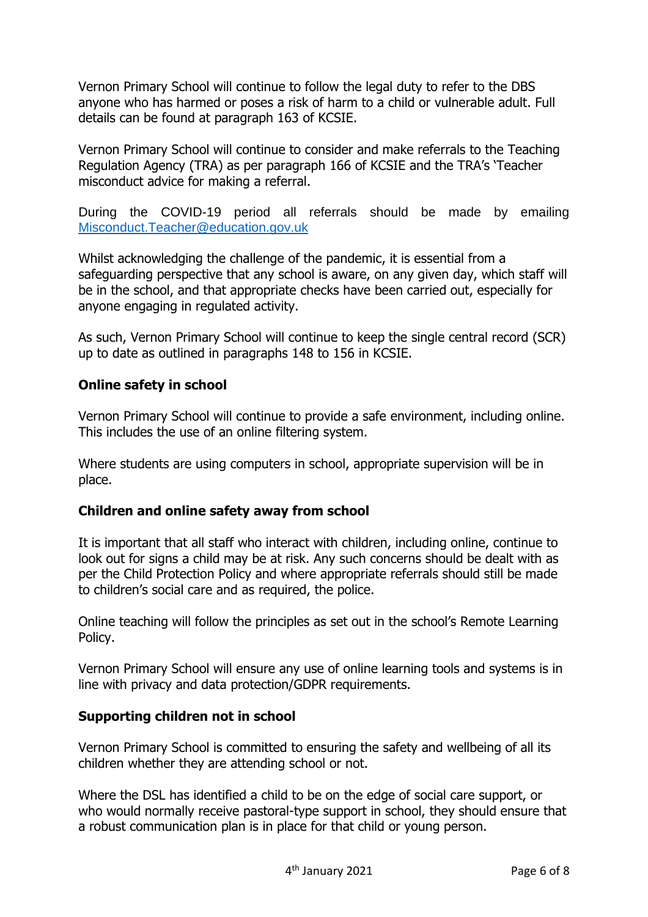Vernon Primary School will continue to follow the legal duty to refer to the DBS anyone who has harmed or poses a risk of harm to a child or vulnerable adult. Full details can be found at paragraph 163 of KCSIE.

Vernon Primary School will continue to consider and make referrals to the Teaching Regulation Agency (TRA) as per paragraph 166 of KCSIE and the TRA's 'Teacher misconduct advice for making a referral.

During the COVID-19 period all referrals should be made by emailing Misconduct.Teacher@education.gov.uk

Whilst acknowledging the challenge of the pandemic, it is essential from a safeguarding perspective that any school is aware, on any given day, which staff will be in the school, and that appropriate checks have been carried out, especially for anyone engaging in regulated activity.

As such, Vernon Primary School will continue to keep the single central record (SCR) up to date as outlined in paragraphs 148 to 156 in KCSIE.

**Online safety in school**

Vernon Primary School will continue to provide a safe environment, including online. This includes the use of an online filtering system.

Where students are using computers in school, appropriate supervision will be in place.

**Children and online safety away from school**

It is important that all staff who interact with children, including online, continue to look out for signs a child may be at risk. Any such concerns should be dealt with as per the Child Protection Policy and where appropriate referrals should still be made to children's social care and as required, the police.

Online teaching will follow the principles as set out in the school's Remote Learning Policy.

Vernon Primary School will ensure any use of online learning tools and systems is in line with privacy and data protection/GDPR requirements.

**Supporting children not in school**

Vernon Primary School is committed to ensuring the safety and wellbeing of all its children whether they are attending school or not.

Where the DSL has identified a child to be on the edge of social care support, or who would normally receive pastoral-type support in school, they should ensure that a robust communication plan is in place for that child or young person.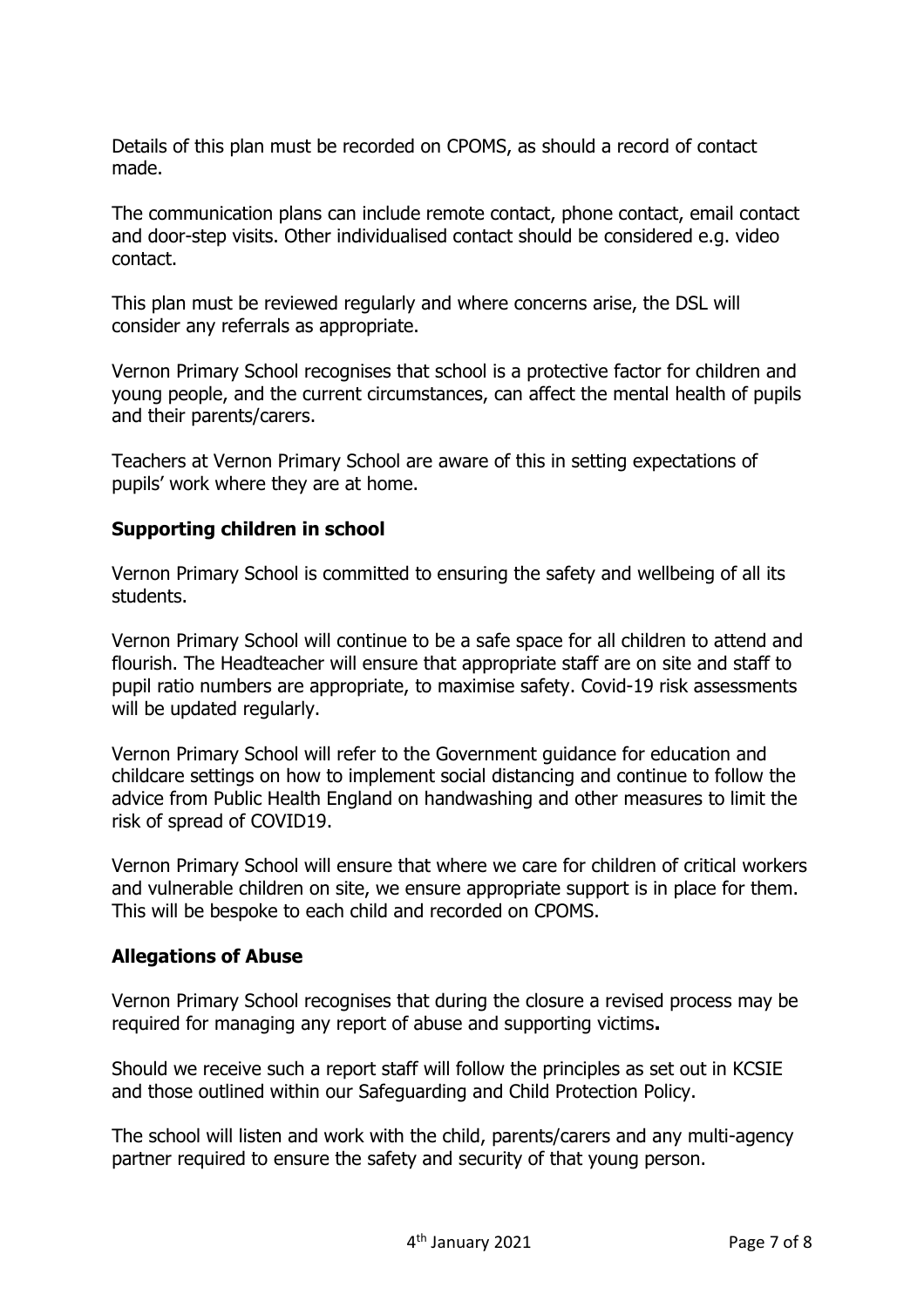Details of this plan must be recorded on CPOMS, as should a record of contact made.

The communication plans can include remote contact, phone contact, email contact and door-step visits. Other individualised contact should be considered e.g. video contact.

This plan must be reviewed regularly and where concerns arise, the DSL will consider any referrals as appropriate.

Vernon Primary School recognises that school is a protective factor for children and young people, and the current circumstances, can affect the mental health of pupils and their parents/carers.

Teachers at Vernon Primary School are aware of this in setting expectations of pupils' work where they are at home.

**Supporting children in school**

Vernon Primary School is committed to ensuring the safety and wellbeing of all its students.

Vernon Primary School will continue to be a safe space for all children to attend and flourish. The Headteacher will ensure that appropriate staff are on site and staff to pupil ratio numbers are appropriate, to maximise safety. Covid-19 risk assessments will be updated regularly.

Vernon Primary School will refer to the Government guidance for education and childcare settings on how to implement social distancing and continue to follow the advice from Public Health England on handwashing and other measures to limit the risk of spread of COVID19.

Vernon Primary School will ensure that where we care for children of critical workers and vulnerable children on site, we ensure appropriate support is in place for them. This will be bespoke to each child and recorded on CPOMS.

**Allegations of Abuse**

Vernon Primary School recognises that during the closure a revised process may be required for managing any report of abuse and supporting victims**.**

Should we receive such a report staff will follow the principles as set out in KCSIE and those outlined within our Safeguarding and Child Protection Policy.

The school will listen and work with the child, parents/carers and any multi-agency partner required to ensure the safety and security of that young person.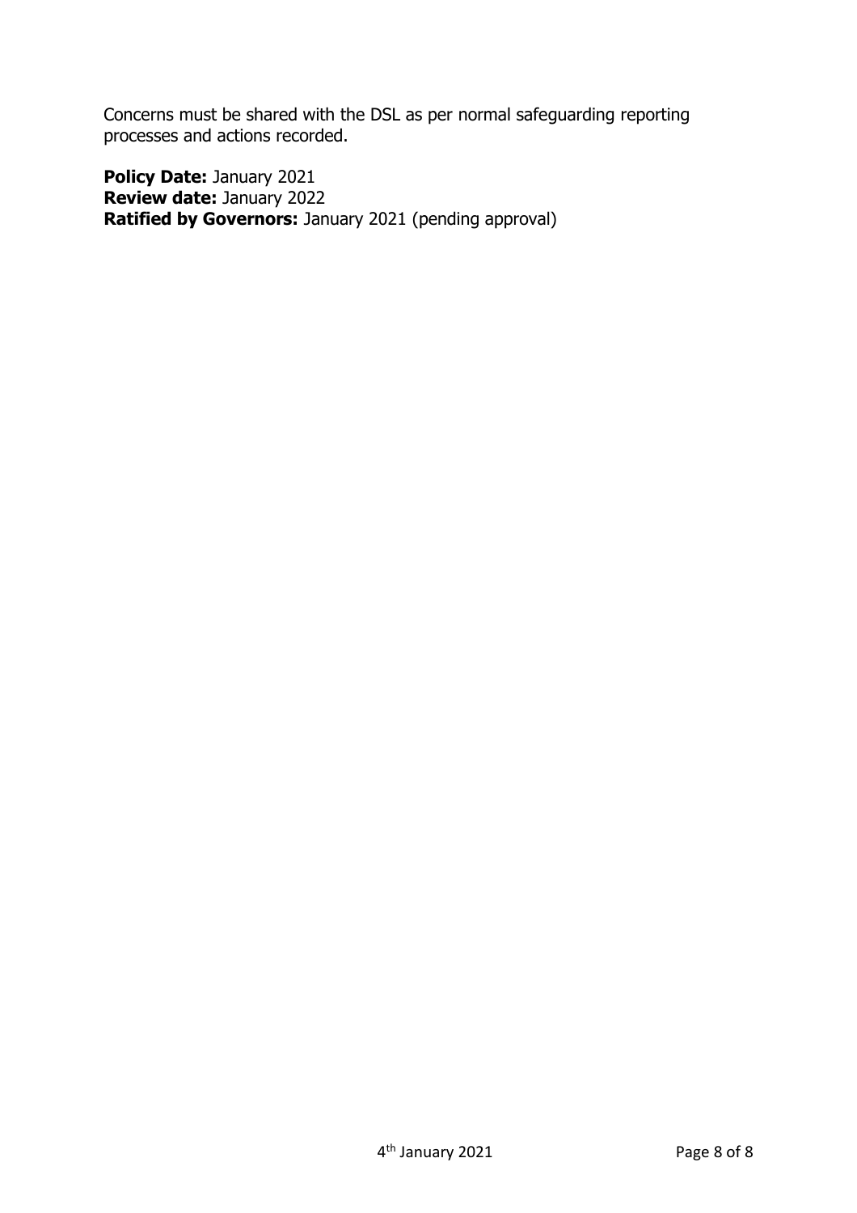Concerns must be shared with the DSL as per normal safeguarding reporting processes and actions recorded.

**Policy Date:** January 2021
**Review date:** January 2022
**Ratified by Governors:** January 2021 (pending approval)